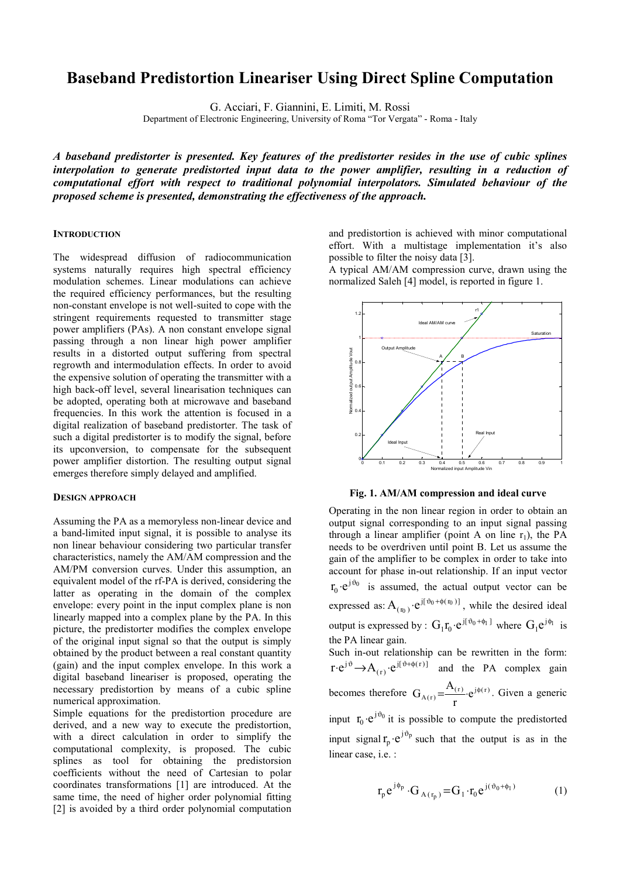# Baseband Predistortion Lineariser Using Direct Spline Computation

G. Acciari, F. Giannini, E. Limiti, M. Rossi

Department of Electronic Engineering, University of Roma "Tor Vergata" - Roma - Italy

***A baseband predistorter is presented. Key features of the predistorter resides in the use of cubic splines interpolation to generate predistorted input data to the power amplifier, resulting in a reduction of computational effort with respect to traditional polynomial interpolators. Simulated behaviour of the proposed scheme is presented, demonstrating the effectiveness of the approach.***

## INTRODUCTION

The widespread diffusion of radiocommunication systems naturally requires high spectral efficiency modulation schemes. Linear modulations can achieve the required efficiency performances, but the resulting non-constant envelope is not well-suited to cope with the stringent requirements requested to transmitter stage power amplifiers (PAs). A non constant envelope signal passing through a non linear high power amplifier results in a distorted output suffering from spectral regrowth and intermodulation effects. In order to avoid the expensive solution of operating the transmitter with a high back-off level, several linearisation techniques can be adopted, operating both at microwave and baseband frequencies. In this work the attention is focused in a digital realization of baseband predistorter. The task of such a digital predistorter is to modify the signal, before its upconversion, to compensate for the subsequent power amplifier distortion. The resulting output signal emerges therefore simply delayed and amplified.

## DESIGN APPROACH

Assuming the PA as a memoryless non-linear device and a band-limited input signal, it is possible to analyse its non linear behaviour considering two particular transfer characteristics, namely the AM/AM compression and the AM/PM conversion curves. Under this assumption, an equivalent model of the rf-PA is derived, considering the latter as operating in the domain of the complex envelope: every point in the input complex plane is non linearly mapped into a complex plane by the PA. In this picture, the predistorter modifies the complex envelope of the original input signal so that the output is simply obtained by the product between a real constant quantity (gain) and the input complex envelope. In this work a digital baseband lineariser is proposed, operating the necessary predistortion by means of a cubic spline numerical approximation.

Simple equations for the predistortion procedure are derived, and a new way to execute the predistortion, with a direct calculation in order to simplify the computational complexity, is proposed. The cubic splines as tool for obtaining the predistorsion coefficients without the need of Cartesian to polar coordinates transformations [1] are introduced. At the same time, the need of higher order polynomial fitting [2] is avoided by a third order polynomial computation and predistortion is achieved with minor computational effort. With a multistage implementation it's also possible to filter the noisy data [3].

A typical AM/AM compression curve, drawn using the normalized Saleh [4] model, is reported in figure 1.

r1
Ideal AM/AM curve
Saturation
Output Amplitude
A
B
Real Input
Ideal Input
Normalized output Amplitude Vout
Normalized input Amplitude Vin
0
0.1
0.2
0.3
0.4
0.5
0.6
0.7
0.8
0.9
1
0
0.2
0.4
0.6
0.8
1
1.2

**Fig. 1. AM/AM compression and ideal curve**

Operating in the non linear region in order to obtain an output signal corresponding to an input signal passing through a linear amplifier (point A on line $r_1$), the PA needs to be overdriven until point B. Let us assume the gain of the amplifier to be complex in order to take into account for phase in-out relationship. If an input vector $r_0 \cdot e^{j\vartheta_0}$ is assumed, the actual output vector can be expressed as: $A_{(r_0)} \cdot e^{j[\vartheta_0 + \phi(r_0)]}$, while the desired ideal output is expressed by : $G_1 r_0 \cdot e^{j[\vartheta_0 + \phi_1]}$ where $G_1 e^{j\phi_1}$ is the PA linear gain.

Such in-out relationship can be rewritten in the form: $r \cdot e^{j\vartheta} \rightarrow A_{(r)} \cdot e^{j[\vartheta + \phi(r)]}$ and the PA complex gain becomes therefore $G_{A(r)} = \frac{A_{(r)}}{r} \cdot e^{j\phi(r)}$. Given a generic input $r_0 \cdot e^{j\vartheta_0}$ it is possible to compute the predistorted input signal $r_p \cdot e^{j\vartheta_p}$ such that the output is as in the linear case, i.e. :

$$r_p e^{j\phi_p} \cdot G_{A(r_p)} = G_1 \cdot r_0 e^{j(\vartheta_0 + \phi_1)} \qquad (1)$$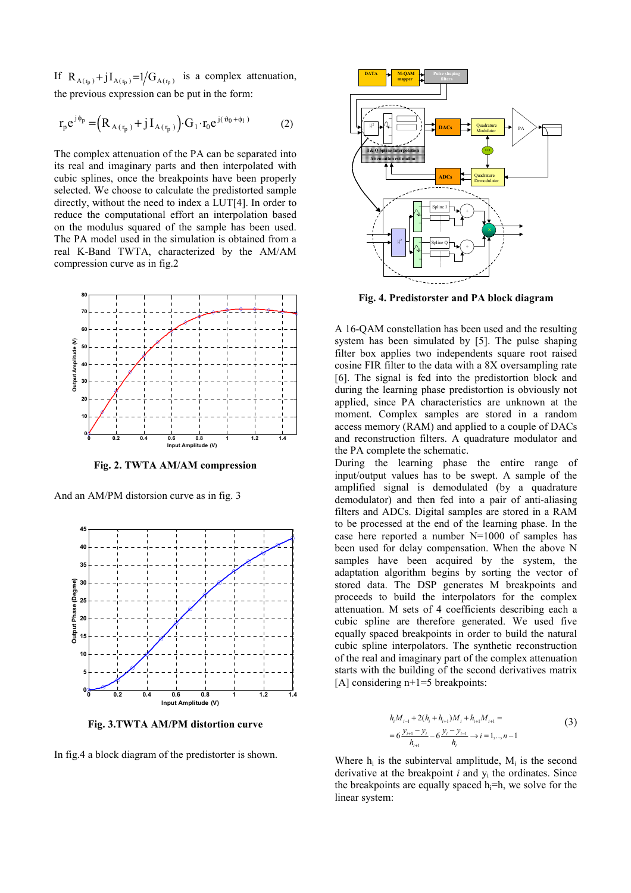If $R_{A(r_p)} + jI_{A(r_p)} = 1/G_{A(r_p)}$ is a complex attenuation, the previous expression can be put in the form:

$$r_p e^{j\phi_p} = \left(R_{A(r_p)} + jI_{A(r_p)}\right) \cdot G_1 \cdot r_0 e^{j(\vartheta_0 + \phi_1)} \qquad (2)$$

The complex attenuation of the PA can be separated into its real and imaginary parts and then interpolated with cubic splines, once the breakpoints have been properly selected. We choose to calculate the predistorted sample directly, without the need to index a LUT[4]. In order to reduce the computational effort an interpolation based on the modulus squared of the sample has been used. The PA model used in the simulation is obtained from a real K-Band TWTA, characterized by the AM/AM compression curve as in fig.2

**Fig. 2. TWTA AM/AM compression**

And an AM/PM distorsion curve as in fig. 3

**Fig. 3.TWTA AM/PM distortion curve**

In fig.4 a block diagram of the predistorter is shown.

**Fig. 4. Predistorster and PA block diagram**

A 16-QAM constellation has been used and the resulting system has been simulated by [5]. The pulse shaping filter box applies two independents square root raised cosine FIR filter to the data with a 8X oversampling rate [6]. The signal is fed into the predistortion block and during the learning phase predistortion is obviously not applied, since PA characteristics are unknown at the moment. Complex samples are stored in a random access memory (RAM) and applied to a couple of DACs and reconstruction filters. A quadrature modulator and the PA complete the schematic.

During the learning phase the entire range of input/output values has to be swept. A sample of the amplified signal is demodulated (by a quadrature demodulator) and then fed into a pair of anti-aliasing filters and ADCs. Digital samples are stored in a RAM to be processed at the end of the learning phase. In the case here reported a number N=1000 of samples has been used for delay compensation. When the above N samples have been acquired by the system, the adaptation algorithm begins by sorting the vector of stored data. The DSP generates M breakpoints and proceeds to build the interpolators for the complex attenuation. M sets of 4 coefficients describing each a cubic spline are therefore generated. We used five equally spaced breakpoints in order to build the natural cubic spline interpolators. The synthetic reconstruction of the real and imaginary part of the complex attenuation starts with the building of the second derivatives matrix [A] considering n+1=5 breakpoints:

$$h_i M_{i-1} + 2(h_i + h_{i+1}) M_i + h_{i+1} M_{i+1} = \\ = 6\frac{y_{i+1} - y_i}{h_{i+1}} - 6\frac{y_i - y_{i-1}}{h_i} \rightarrow i = 1,..,n-1 \qquad (3)$$

Where $h_i$ is the subinterval amplitude, $M_i$ is the second derivative at the breakpoint $i$ and $y_i$ the ordinates. Since the breakpoints are equally spaced $h_i$=h, we solve for the linear system: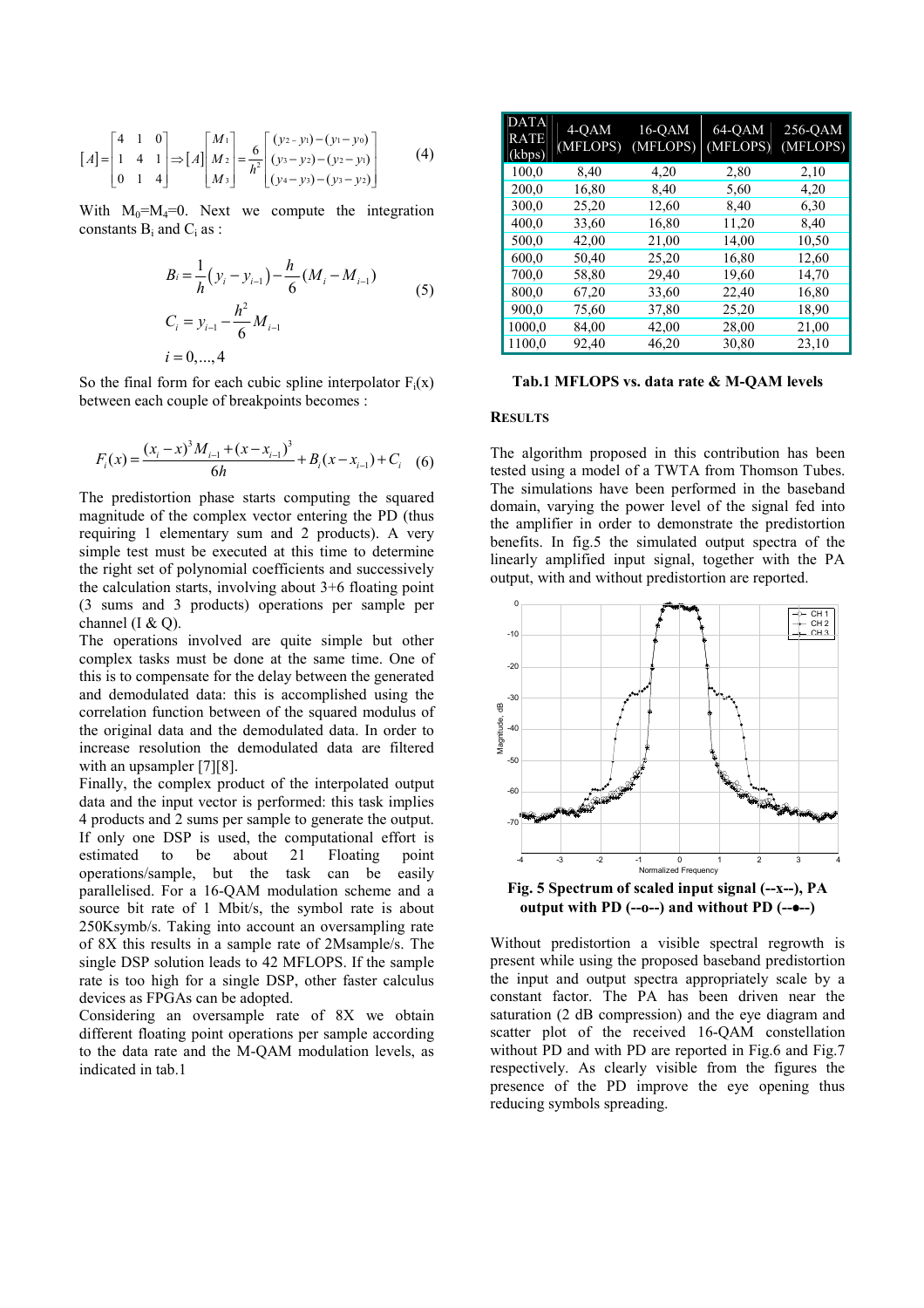$$[A]=\begin{bmatrix}4 & 1 & 0\\ 1 & 4 & 1\\ 0 & 1 & 4\end{bmatrix}\Rightarrow[A]\begin{bmatrix}M_1\\ M_2\\ M_3\end{bmatrix}=\frac{6}{h^2}\begin{bmatrix}(y_2-y_1)-(y_1-y_0)\\ (y_3-y_2)-(y_2-y_1)\\ (y_4-y_3)-(y_3-y_2)\end{bmatrix} \quad (4)$$

With $M_0=M_4=0$. Next we compute the integration constants $B_i$ and $C_i$ as :

$$B_i=\frac{1}{h}(y_i-y_{i-1})-\frac{h}{6}(M_i-M_{i-1})$$
$$C_i=y_{i-1}-\frac{h^2}{6}M_{i-1} \quad (5)$$
$$i=0,...,4$$

So the final form for each cubic spline interpolator $F_i(x)$ between each couple of breakpoints becomes :

$$F_i(x)=\frac{(x_i-x)^3M_{i-1}+(x-x_{i-1})^3}{6h}+B_i(x-x_{i-1})+C_i \quad (6)$$

The predistortion phase starts computing the squared magnitude of the complex vector entering the PD (thus requiring 1 elementary sum and 2 products). A very simple test must be executed at this time to determine the right set of polynomial coefficients and successively the calculation starts, involving about 3+6 floating point (3 sums and 3 products) operations per sample per channel (I & Q).

The operations involved are quite simple but other complex tasks must be done at the same time. One of this is to compensate for the delay between the generated and demodulated data: this is accomplished using the correlation function between of the squared modulus of the original data and the demodulated data. In order to increase resolution the demodulated data are filtered with an upsampler [7][8].

Finally, the complex product of the interpolated output data and the input vector is performed: this task implies 4 products and 2 sums per sample to generate the output. If only one DSP is used, the computational effort is estimated to be about 21 Floating point operations/sample, but the task can be easily parallelised. For a 16-QAM modulation scheme and a source bit rate of 1 Mbit/s, the symbol rate is about 250Ksymb/s. Taking into account an oversampling rate of 8X this results in a sample rate of 2Msample/s. The single DSP solution leads to 42 MFLOPS. If the sample rate is too high for a single DSP, other faster calculus devices as FPGAs can be adopted.

Considering an oversample rate of 8X we obtain different floating point operations per sample according to the data rate and the M-QAM modulation levels, as indicated in tab.1

| DATA RATE (kbps) | 4-QAM (MFLOPS) | 16-QAM (MFLOPS) | 64-QAM (MFLOPS) | 256-QAM (MFLOPS) |
|---|---|---|---|---|
| 100,0 | 8,40 | 4,20 | 2,80 | 2,10 |
| 200,0 | 16,80 | 8,40 | 5,60 | 4,20 |
| 300,0 | 25,20 | 12,60 | 8,40 | 6,30 |
| 400,0 | 33,60 | 16,80 | 11,20 | 8,40 |
| 500,0 | 42,00 | 21,00 | 14,00 | 10,50 |
| 600,0 | 50,40 | 25,20 | 16,80 | 12,60 |
| 700,0 | 58,80 | 29,40 | 19,60 | 14,70 |
| 800,0 | 67,20 | 33,60 | 22,40 | 16,80 |
| 900,0 | 75,60 | 37,80 | 25,20 | 18,90 |
| 1000,0 | 84,00 | 42,00 | 28,00 | 21,00 |
| 1100,0 | 92,40 | 46,20 | 30,80 | 23,10 |

**Tab.1 MFLOPS vs. data rate & M-QAM levels**

## RESULTS

The algorithm proposed in this contribution has been tested using a model of a TWTA from Thomson Tubes. The simulations have been performed in the baseband domain, varying the power level of the signal fed into the amplifier in order to demonstrate the predistortion benefits. In fig.5 the simulated output spectra of the linearly amplified input signal, together with the PA output, with and without predistortion are reported.

**Fig. 5 Spectrum of scaled input signal (--x--), PA output with PD (--o--) and without PD (--●--)**

Without predistortion a visible spectral regrowth is present while using the proposed baseband predistortion the input and output spectra appropriately scale by a constant factor. The PA has been driven near the saturation (2 dB compression) and the eye diagram and scatter plot of the received 16-QAM constellation without PD and with PD are reported in Fig.6 and Fig.7 respectively. As clearly visible from the figures the presence of the PD improve the eye opening thus reducing symbols spreading.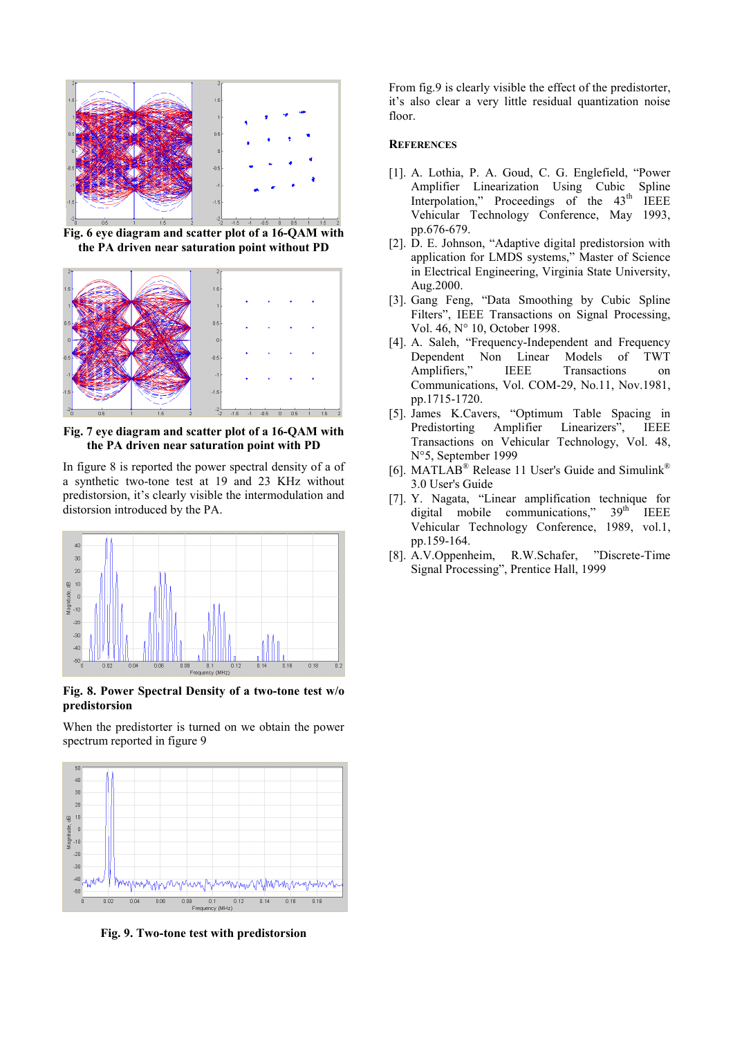Fig. 6 eye diagram and scatter plot of a 16-QAM with the PA driven near saturation point without PD

Fig. 7 eye diagram and scatter plot of a 16-QAM with the PA driven near saturation point with PD

In figure 8 is reported the power spectral density of a of a synthetic two-tone test at 19 and 23 KHz without predistorsion, it's clearly visible the intermodulation and distorsion introduced by the PA.

Fig. 8. Power Spectral Density of a two-tone test w/o predistorsion

When the predistorter is turned on we obtain the power spectrum reported in figure 9

Fig. 9. Two-tone test with predistorsion

From fig.9 is clearly visible the effect of the predistorter, it's also clear a very little residual quantization noise floor.

## References

[1]. A. Lothia, P. A. Goud, C. G. Englefield, "Power Amplifier Linearization Using Cubic Spline Interpolation," Proceedings of the 43th IEEE Vehicular Technology Conference, May 1993, pp.676-679.

[2]. D. E. Johnson, "Adaptive digital predistorsion with application for LMDS systems," Master of Science in Electrical Engineering, Virginia State University, Aug.2000.

[3]. Gang Feng, "Data Smoothing by Cubic Spline Filters", IEEE Transactions on Signal Processing, Vol. 46, N° 10, October 1998.

[4]. A. Saleh, "Frequency-Independent and Frequency Dependent Non Linear Models of TWT Amplifiers," IEEE Transactions on Communications, Vol. COM-29, No.11, Nov.1981, pp.1715-1720.

[5]. James K.Cavers, "Optimum Table Spacing in Predistorting Amplifier Linearizers", IEEE Transactions on Vehicular Technology, Vol. 48, N°5, September 1999

[6]. MATLAB® Release 11 User's Guide and Simulink® 3.0 User's Guide

[7]. Y. Nagata, "Linear amplification technique for digital mobile communications," 39th IEEE Vehicular Technology Conference, 1989, vol.1, pp.159-164.

[8]. A.V.Oppenheim, R.W.Schafer, "Discrete-Time Signal Processing", Prentice Hall, 1999